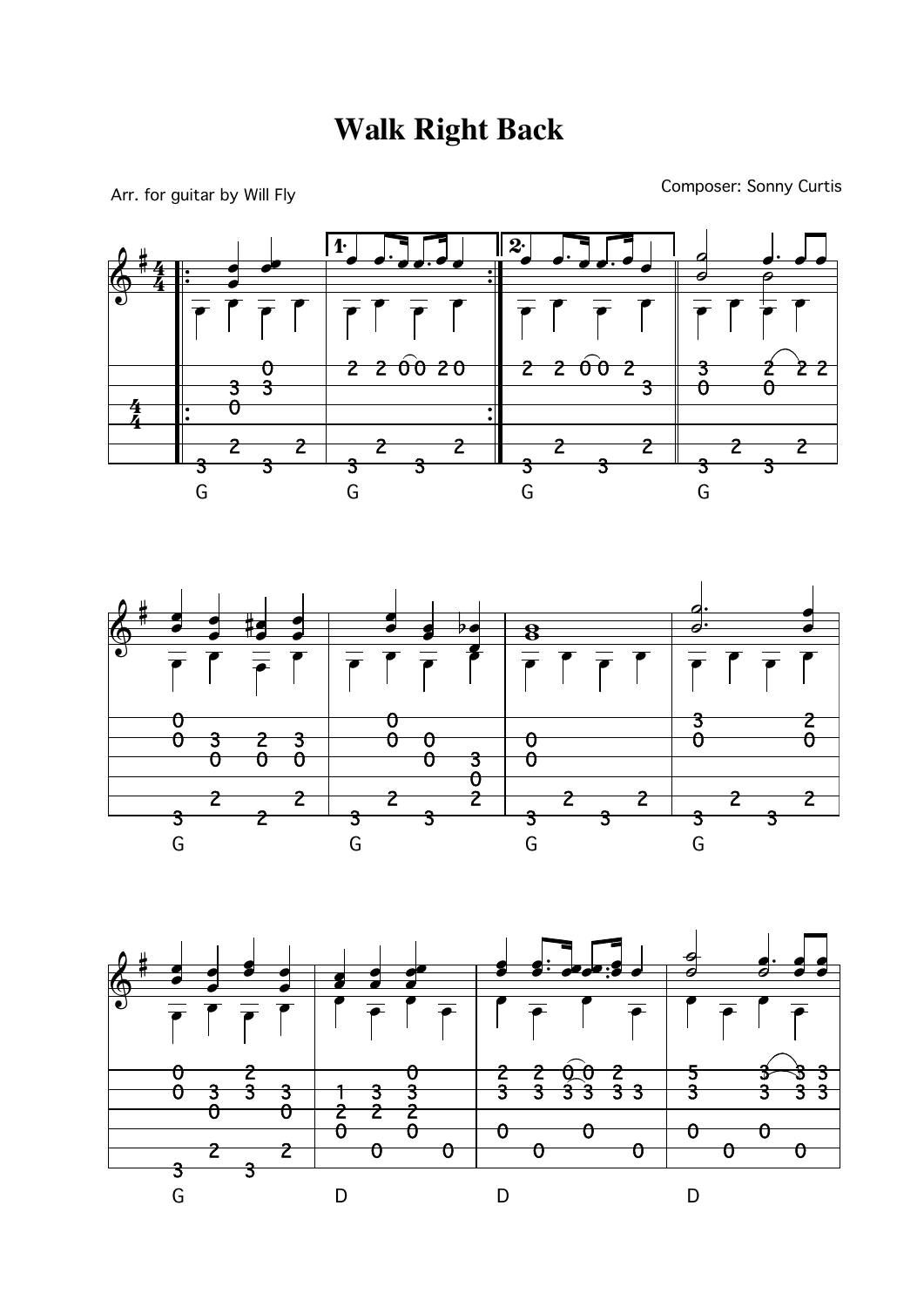# Walk Right Back

Arr. for guitar by Will Fly

Composer: Sonny Curtis

G G G G

G G G G

G D D D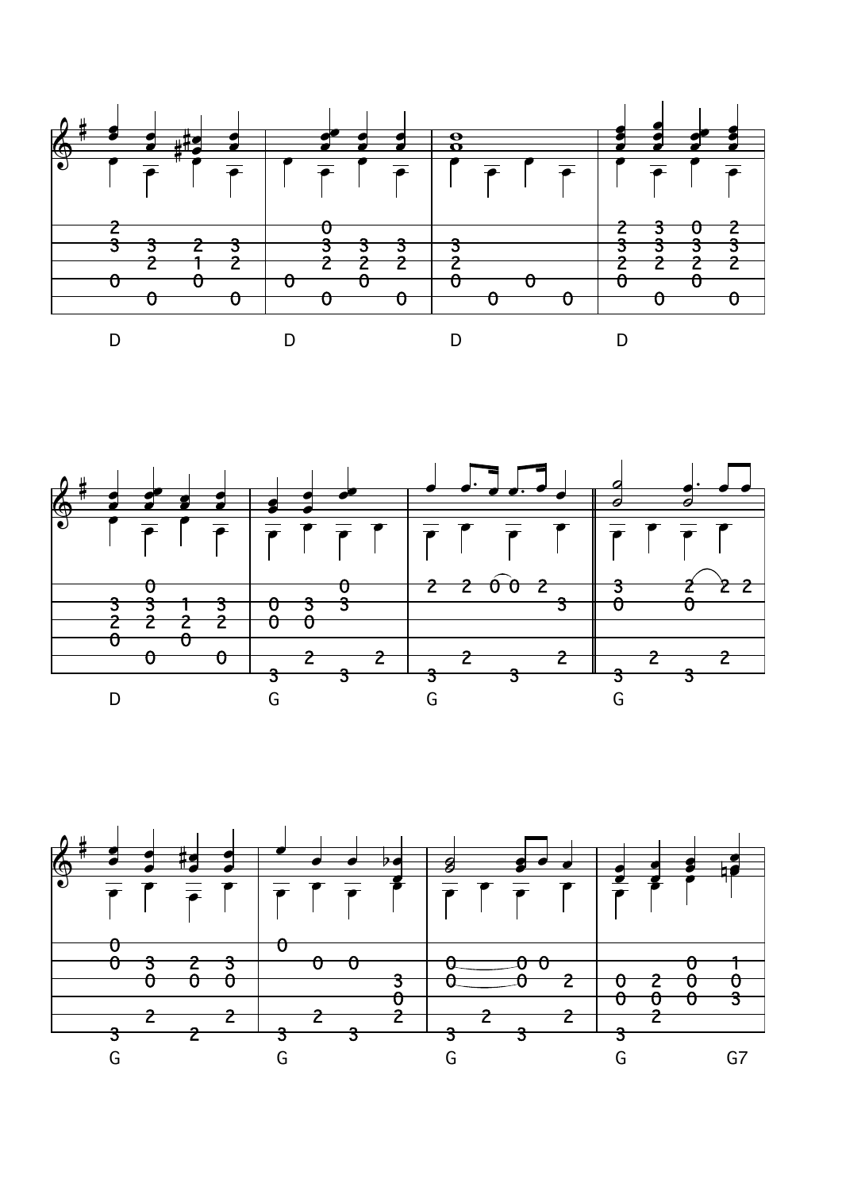D D D D

D G G G

G G G G G7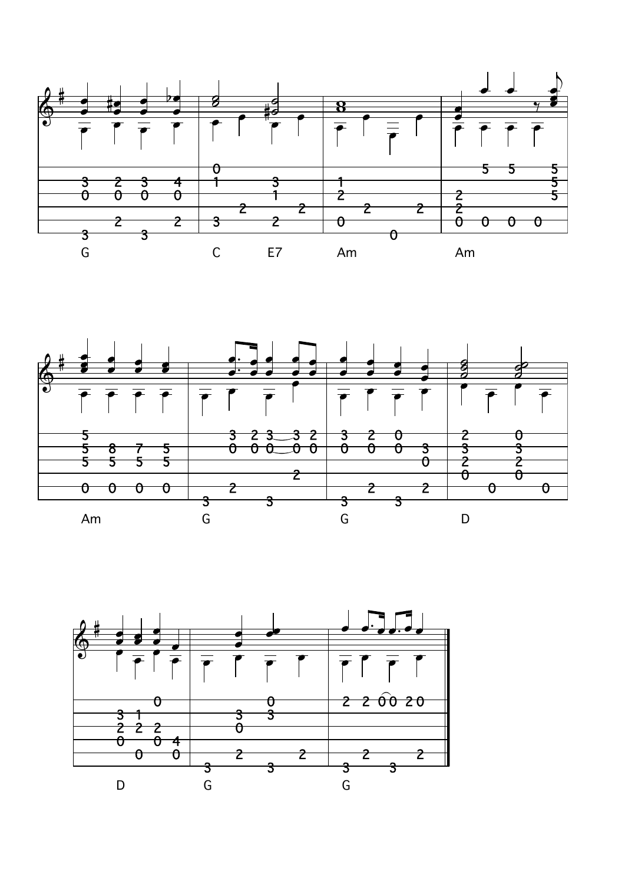G C E7 Am Am

Am G G D

D G G